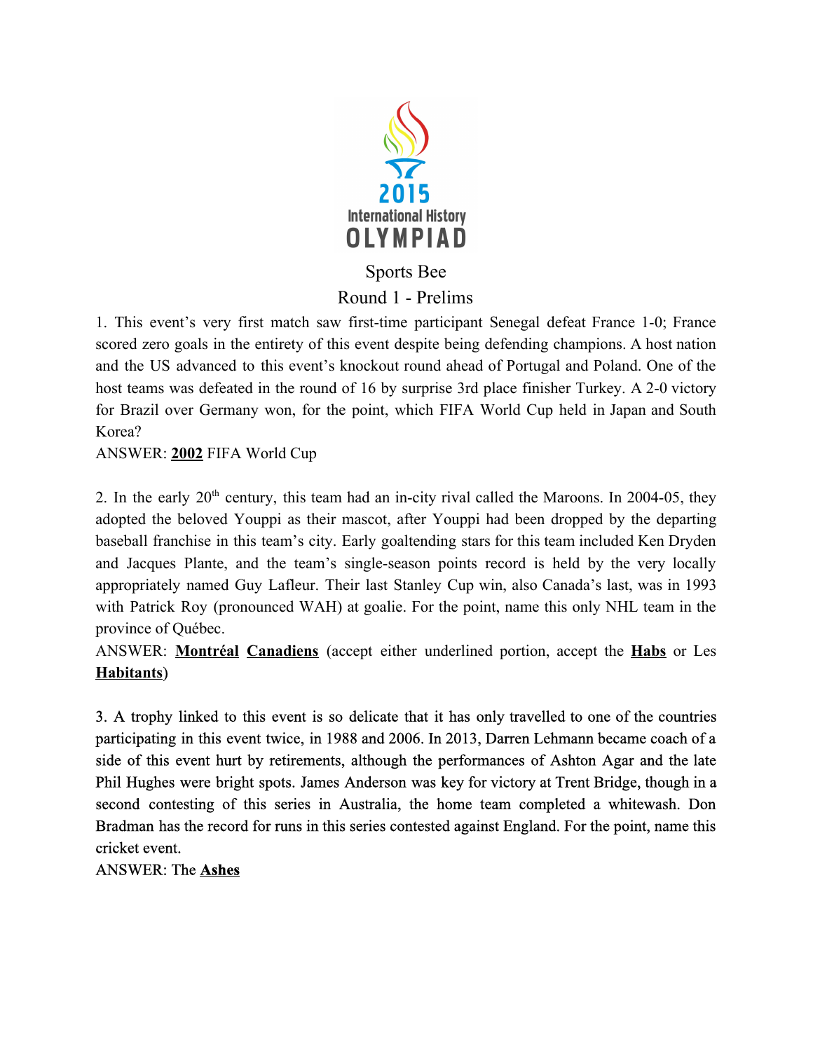# Sports Bee

## Round 1 - Prelims

1. This event's very first match saw first-time participant Senegal defeat France 1-0; France scored zero goals in the entirety of this event despite being defending champions. A host nation and the US advanced to this event's knockout round ahead of Portugal and Poland. One of the host teams was defeated in the round of 16 by surprise 3rd place finisher Turkey. A 2-0 victory for Brazil over Germany won, for the point, which FIFA World Cup held in Japan and South Korea?

ANSWER: **2002** FIFA World Cup

2. In the early 20th century, this team had an in-city rival called the Maroons. In 2004-05, they adopted the beloved Youppi as their mascot, after Youppi had been dropped by the departing baseball franchise in this team's city. Early goaltending stars for this team included Ken Dryden and Jacques Plante, and the team's single-season points record is held by the very locally appropriately named Guy Lafleur. Their last Stanley Cup win, also Canada's last, was in 1993 with Patrick Roy (pronounced WAH) at goalie. For the point, name this only NHL team in the province of Québec.

ANSWER: **Montréal** **Canadiens** (accept either underlined portion, accept the **Habs** or Les **Habitants**)

3. A trophy linked to this event is so delicate that it has only travelled to one of the countries participating in this event twice, in 1988 and 2006. In 2013, Darren Lehmann became coach of a side of this event hurt by retirements, although the performances of Ashton Agar and the late Phil Hughes were bright spots. James Anderson was key for victory at Trent Bridge, though in a second contesting of this series in Australia, the home team completed a whitewash. Don Bradman has the record for runs in this series contested against England. For the point, name this cricket event.

ANSWER: The **Ashes**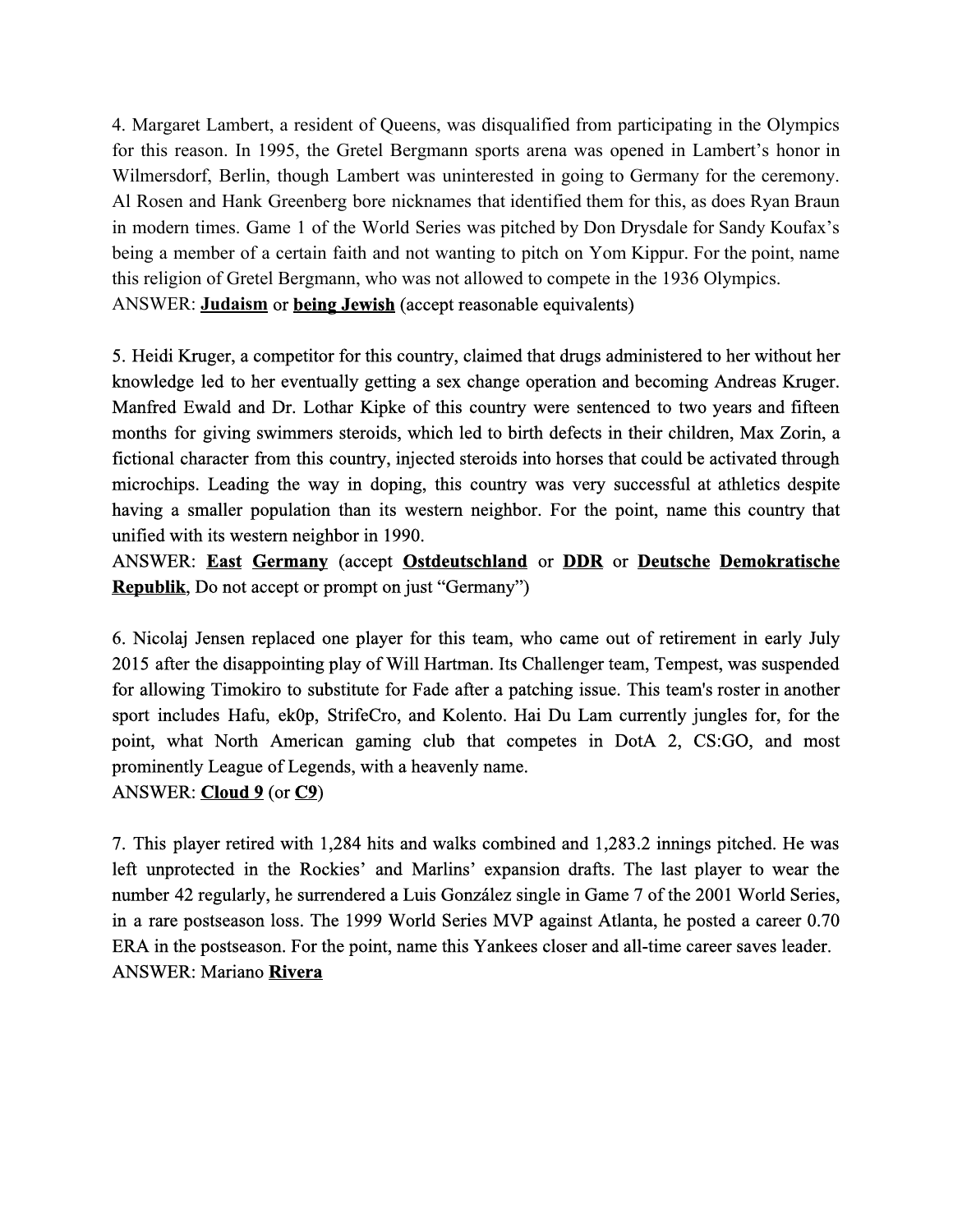4. Margaret Lambert, a resident of Queens, was disqualified from participating in the Olympics for this reason. In 1995, the Gretel Bergmann sports arena was opened in Lambert's honor in Wilmersdorf, Berlin, though Lambert was uninterested in going to Germany for the ceremony. Al Rosen and Hank Greenberg bore nicknames that identified them for this, as does Ryan Braun in modern times. Game 1 of the World Series was pitched by Don Drysdale for Sandy Koufax's being a member of a certain faith and not wanting to pitch on Yom Kippur. For the point, name this religion of Gretel Bergmann, who was not allowed to compete in the 1936 Olympics.
ANSWER: **Judaism** or **being Jewish** (accept reasonable equivalents)

5. Heidi Kruger, a competitor for this country, claimed that drugs administered to her without her knowledge led to her eventually getting a sex change operation and becoming Andreas Kruger. Manfred Ewald and Dr. Lothar Kipke of this country were sentenced to two years and fifteen months for giving swimmers steroids, which led to birth defects in their children, Max Zorin, a fictional character from this country, injected steroids into horses that could be activated through microchips. Leading the way in doping, this country was very successful at athletics despite having a smaller population than its western neighbor. For the point, name this country that unified with its western neighbor in 1990.
ANSWER: **East Germany** (accept **Ostdeutschland** or **DDR** or **Deutsche Demokratische Republik**, Do not accept or prompt on just "Germany")

6. Nicolaj Jensen replaced one player for this team, who came out of retirement in early July 2015 after the disappointing play of Will Hartman. Its Challenger team, Tempest, was suspended for allowing Timokiro to substitute for Fade after a patching issue. This team's roster in another sport includes Hafu, ek0p, StrifeCro, and Kolento. Hai Du Lam currently jungles for, for the point, what North American gaming club that competes in DotA 2, CS:GO, and most prominently League of Legends, with a heavenly name.
ANSWER: **Cloud 9** (or **C9**)

7. This player retired with 1,284 hits and walks combined and 1,283.2 innings pitched. He was left unprotected in the Rockies' and Marlins' expansion drafts. The last player to wear the number 42 regularly, he surrendered a Luis González single in Game 7 of the 2001 World Series, in a rare postseason loss. The 1999 World Series MVP against Atlanta, he posted a career 0.70 ERA in the postseason. For the point, name this Yankees closer and all-time career saves leader.
ANSWER: Mariano **Rivera**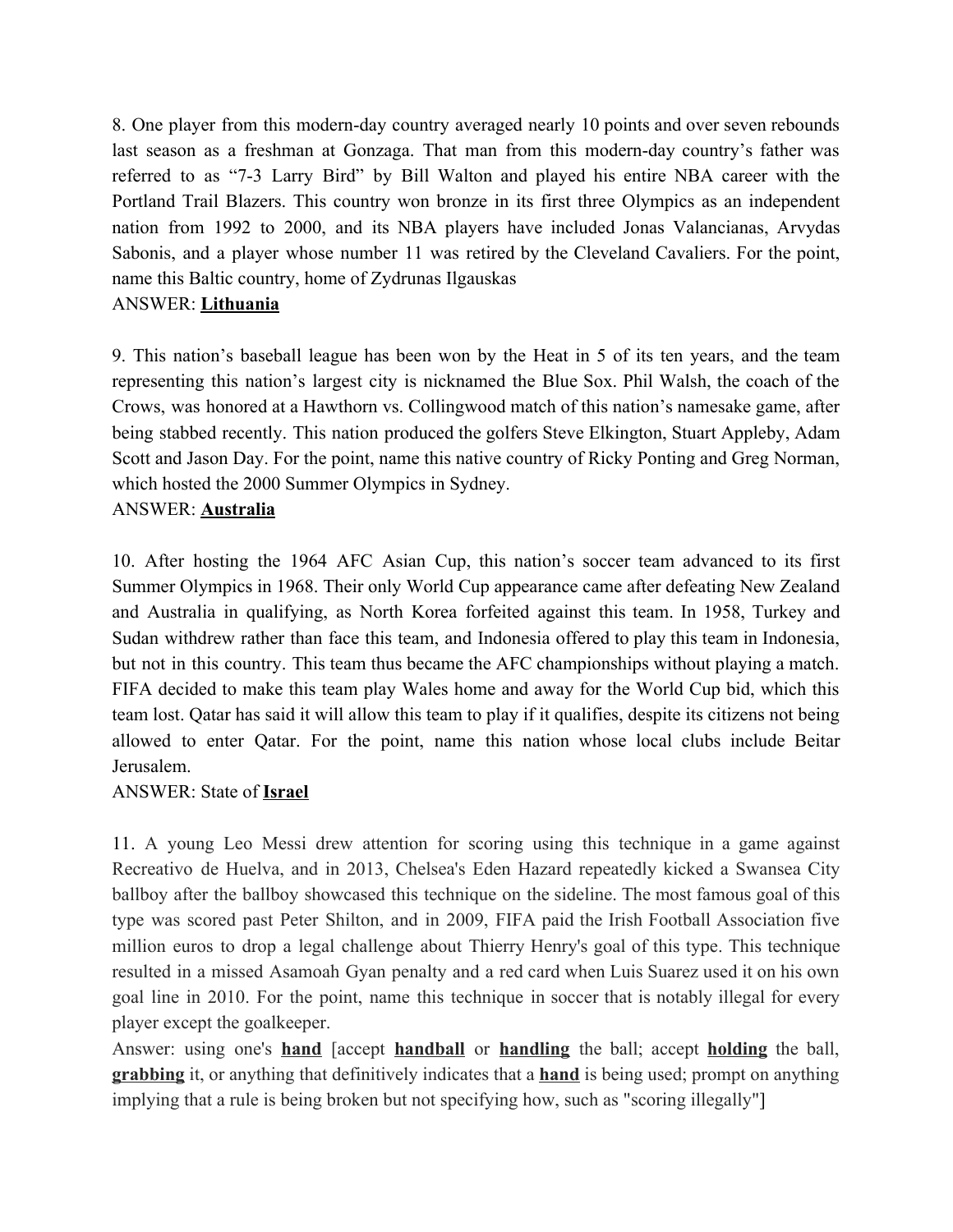8. One player from this modern-day country averaged nearly 10 points and over seven rebounds last season as a freshman at Gonzaga. That man from this modern-day country's father was referred to as "7-3 Larry Bird" by Bill Walton and played his entire NBA career with the Portland Trail Blazers. This country won bronze in its first three Olympics as an independent nation from 1992 to 2000, and its NBA players have included Jonas Valancianas, Arvydas Sabonis, and a player whose number 11 was retired by the Cleveland Cavaliers. For the point, name this Baltic country, home of Zydrunas Ilgauskas

ANSWER: **Lithuania**

9. This nation's baseball league has been won by the Heat in 5 of its ten years, and the team representing this nation's largest city is nicknamed the Blue Sox. Phil Walsh, the coach of the Crows, was honored at a Hawthorn vs. Collingwood match of this nation's namesake game, after being stabbed recently. This nation produced the golfers Steve Elkington, Stuart Appleby, Adam Scott and Jason Day. For the point, name this native country of Ricky Ponting and Greg Norman, which hosted the 2000 Summer Olympics in Sydney.

ANSWER: **Australia**

10. After hosting the 1964 AFC Asian Cup, this nation's soccer team advanced to its first Summer Olympics in 1968. Their only World Cup appearance came after defeating New Zealand and Australia in qualifying, as North Korea forfeited against this team. In 1958, Turkey and Sudan withdrew rather than face this team, and Indonesia offered to play this team in Indonesia, but not in this country. This team thus became the AFC championships without playing a match. FIFA decided to make this team play Wales home and away for the World Cup bid, which this team lost. Qatar has said it will allow this team to play if it qualifies, despite its citizens not being allowed to enter Qatar. For the point, name this nation whose local clubs include Beitar Jerusalem.

ANSWER: State of **Israel**

11. A young Leo Messi drew attention for scoring using this technique in a game against Recreativo de Huelva, and in 2013, Chelsea's Eden Hazard repeatedly kicked a Swansea City ballboy after the ballboy showcased this technique on the sideline. The most famous goal of this type was scored past Peter Shilton, and in 2009, FIFA paid the Irish Football Association five million euros to drop a legal challenge about Thierry Henry's goal of this type. This technique resulted in a missed Asamoah Gyan penalty and a red card when Luis Suarez used it on his own goal line in 2010. For the point, name this technique in soccer that is notably illegal for every player except the goalkeeper.

Answer: using one's **hand** [accept **handball** or **handling** the ball; accept **holding** the ball, **grabbing** it, or anything that definitively indicates that a **hand** is being used; prompt on anything implying that a rule is being broken but not specifying how, such as "scoring illegally"]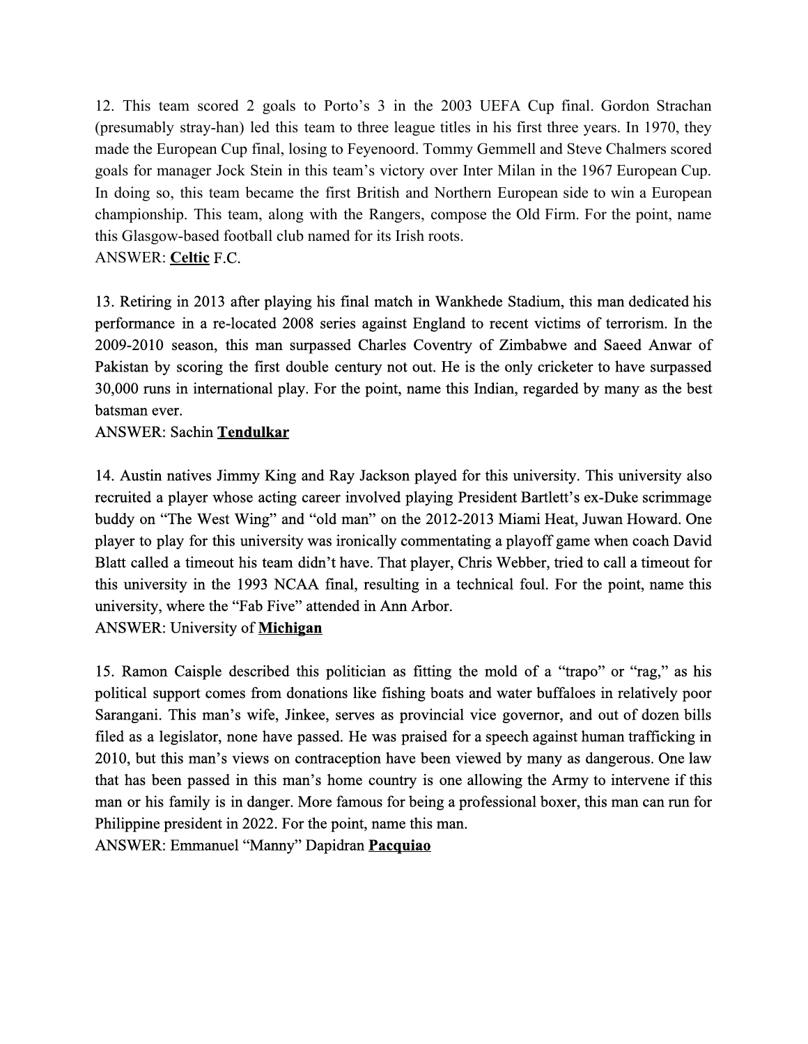12. This team scored 2 goals to Porto's 3 in the 2003 UEFA Cup final. Gordon Strachan (presumably stray-han) led this team to three league titles in his first three years. In 1970, they made the European Cup final, losing to Feyenoord. Tommy Gemmell and Steve Chalmers scored goals for manager Jock Stein in this team's victory over Inter Milan in the 1967 European Cup. In doing so, this team became the first British and Northern European side to win a European championship. This team, along with the Rangers, compose the Old Firm. For the point, name this Glasgow-based football club named for its Irish roots.
ANSWER: **Celtic** F.C.

13. Retiring in 2013 after playing his final match in Wankhede Stadium, this man dedicated his performance in a re-located 2008 series against England to recent victims of terrorism. In the 2009-2010 season, this man surpassed Charles Coventry of Zimbabwe and Saeed Anwar of Pakistan by scoring the first double century not out. He is the only cricketer to have surpassed 30,000 runs in international play. For the point, name this Indian, regarded by many as the best batsman ever.
ANSWER: Sachin **Tendulkar**

14. Austin natives Jimmy King and Ray Jackson played for this university. This university also recruited a player whose acting career involved playing President Bartlett's ex-Duke scrimmage buddy on "The West Wing" and "old man" on the 2012-2013 Miami Heat, Juwan Howard. One player to play for this university was ironically commentating a playoff game when coach David Blatt called a timeout his team didn't have. That player, Chris Webber, tried to call a timeout for this university in the 1993 NCAA final, resulting in a technical foul. For the point, name this university, where the "Fab Five" attended in Ann Arbor.
ANSWER: University of **Michigan**

15. Ramon Caisple described this politician as fitting the mold of a "trapo" or "rag," as his political support comes from donations like fishing boats and water buffaloes in relatively poor Sarangani. This man's wife, Jinkee, serves as provincial vice governor, and out of dozen bills filed as a legislator, none have passed. He was praised for a speech against human trafficking in 2010, but this man's views on contraception have been viewed by many as dangerous. One law that has been passed in this man's home country is one allowing the Army to intervene if this man or his family is in danger. More famous for being a professional boxer, this man can run for Philippine president in 2022. For the point, name this man.
ANSWER: Emmanuel "Manny" Dapidran **Pacquiao**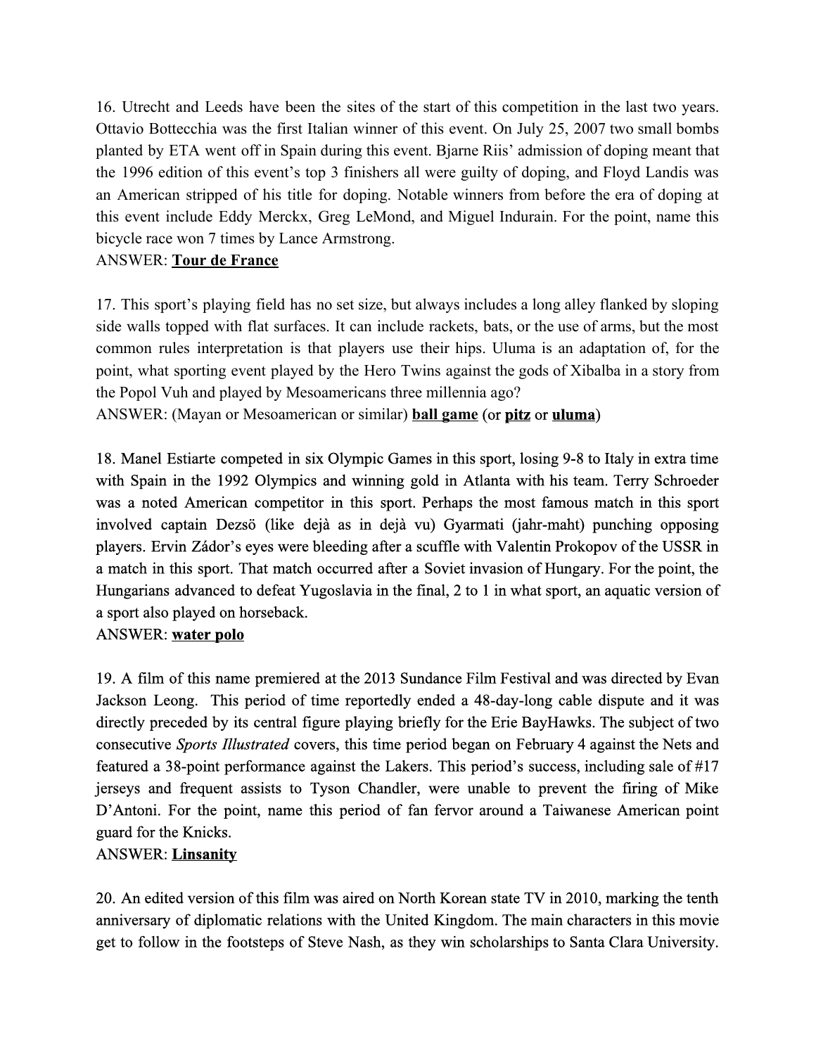16. Utrecht and Leeds have been the sites of the start of this competition in the last two years. Ottavio Bottecchia was the first Italian winner of this event. On July 25, 2007 two small bombs planted by ETA went off in Spain during this event. Bjarne Riis' admission of doping meant that the 1996 edition of this event's top 3 finishers all were guilty of doping, and Floyd Landis was an American stripped of his title for doping. Notable winners from before the era of doping at this event include Eddy Merckx, Greg LeMond, and Miguel Indurain. For the point, name this bicycle race won 7 times by Lance Armstrong.
ANSWER: **Tour de France**

17. This sport's playing field has no set size, but always includes a long alley flanked by sloping side walls topped with flat surfaces. It can include rackets, bats, or the use of arms, but the most common rules interpretation is that players use their hips. Uluma is an adaptation of, for the point, what sporting event played by the Hero Twins against the gods of Xibalba in a story from the Popol Vuh and played by Mesoamericans three millennia ago?
ANSWER: (Mayan or Mesoamerican or similar) **ball game** (or **pitz** or **uluma**)

18. Manel Estiarte competed in six Olympic Games in this sport, losing 9-8 to Italy in extra time with Spain in the 1992 Olympics and winning gold in Atlanta with his team. Terry Schroeder was a noted American competitor in this sport. Perhaps the most famous match in this sport involved captain Dezsö (like dejà as in dejà vu) Gyarmati (jahr-maht) punching opposing players. Ervin Zádor's eyes were bleeding after a scuffle with Valentin Prokopov of the USSR in a match in this sport. That match occurred after a Soviet invasion of Hungary. For the point, the Hungarians advanced to defeat Yugoslavia in the final, 2 to 1 in what sport, an aquatic version of a sport also played on horseback.
ANSWER: **water polo**

19. A film of this name premiered at the 2013 Sundance Film Festival and was directed by Evan Jackson Leong. This period of time reportedly ended a 48-day-long cable dispute and it was directly preceded by its central figure playing briefly for the Erie BayHawks. The subject of two consecutive *Sports Illustrated* covers, this time period began on February 4 against the Nets and featured a 38-point performance against the Lakers. This period's success, including sale of #17 jerseys and frequent assists to Tyson Chandler, were unable to prevent the firing of Mike D'Antoni. For the point, name this period of fan fervor around a Taiwanese American point guard for the Knicks.
ANSWER: **Linsanity**

20. An edited version of this film was aired on North Korean state TV in 2010, marking the tenth anniversary of diplomatic relations with the United Kingdom. The main characters in this movie get to follow in the footsteps of Steve Nash, as they win scholarships to Santa Clara University.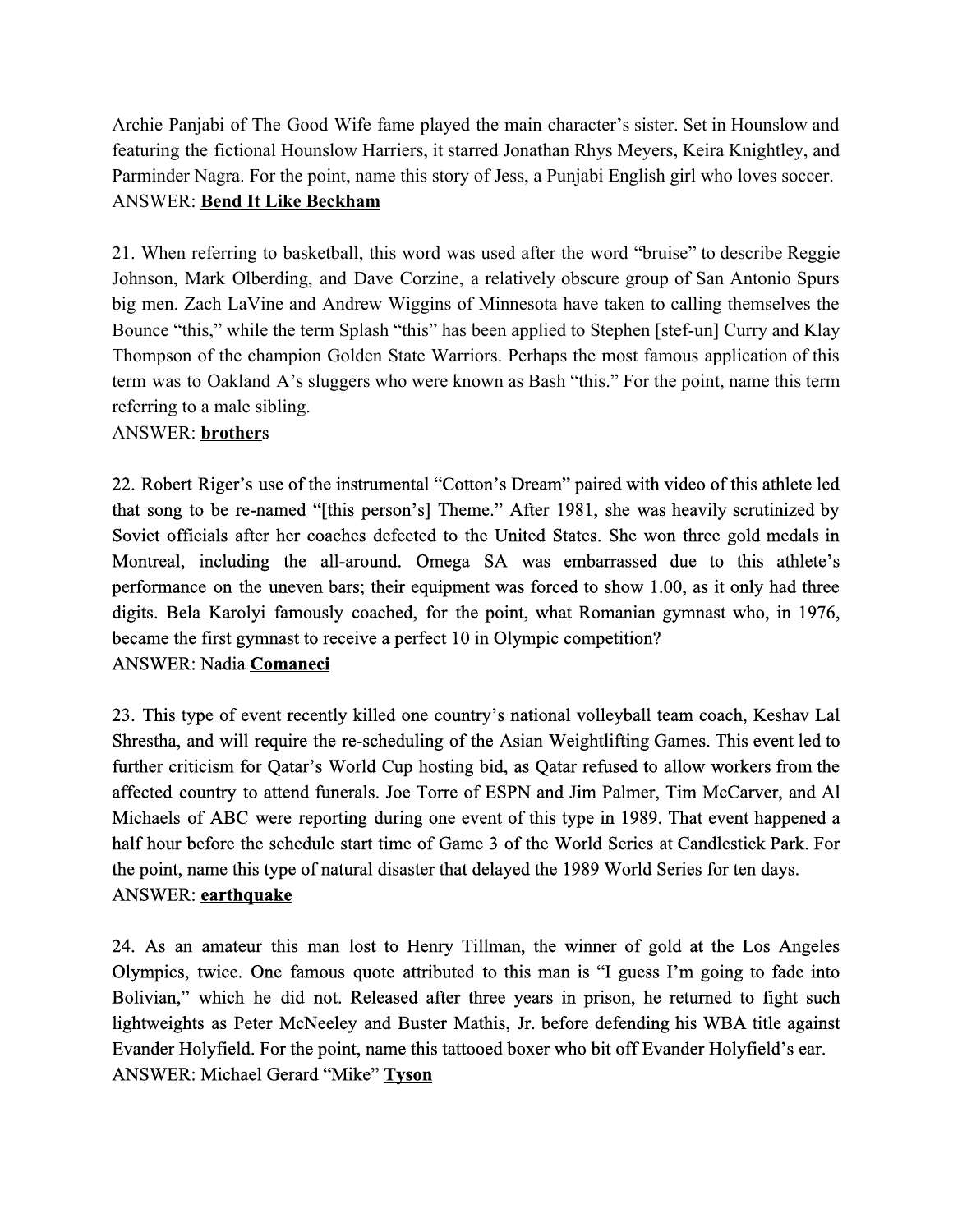Archie Panjabi of The Good Wife fame played the main character's sister. Set in Hounslow and featuring the fictional Hounslow Harriers, it starred Jonathan Rhys Meyers, Keira Knightley, and Parminder Nagra. For the point, name this story of Jess, a Punjabi English girl who loves soccer.
ANSWER: **Bend It Like Beckham**

21. When referring to basketball, this word was used after the word "bruise" to describe Reggie Johnson, Mark Olberding, and Dave Corzine, a relatively obscure group of San Antonio Spurs big men. Zach LaVine and Andrew Wiggins of Minnesota have taken to calling themselves the Bounce "this," while the term Splash "this" has been applied to Stephen [stef-un] Curry and Klay Thompson of the champion Golden State Warriors. Perhaps the most famous application of this term was to Oakland A's sluggers who were known as Bash "this." For the point, name this term referring to a male sibling.
ANSWER: **brother**s

22. Robert Riger's use of the instrumental "Cotton's Dream" paired with video of this athlete led that song to be re-named "[this person's] Theme." After 1981, she was heavily scrutinized by Soviet officials after her coaches defected to the United States. She won three gold medals in Montreal, including the all-around. Omega SA was embarrassed due to this athlete's performance on the uneven bars; their equipment was forced to show 1.00, as it only had three digits. Bela Karolyi famously coached, for the point, what Romanian gymnast who, in 1976, became the first gymnast to receive a perfect 10 in Olympic competition?
ANSWER: Nadia **Comaneci**

23. This type of event recently killed one country's national volleyball team coach, Keshav Lal Shrestha, and will require the re-scheduling of the Asian Weightlifting Games. This event led to further criticism for Qatar's World Cup hosting bid, as Qatar refused to allow workers from the affected country to attend funerals. Joe Torre of ESPN and Jim Palmer, Tim McCarver, and Al Michaels of ABC were reporting during one event of this type in 1989. That event happened a half hour before the schedule start time of Game 3 of the World Series at Candlestick Park. For the point, name this type of natural disaster that delayed the 1989 World Series for ten days.
ANSWER: **earthquake**

24. As an amateur this man lost to Henry Tillman, the winner of gold at the Los Angeles Olympics, twice. One famous quote attributed to this man is "I guess I'm going to fade into Bolivian," which he did not. Released after three years in prison, he returned to fight such lightweights as Peter McNeeley and Buster Mathis, Jr. before defending his WBA title against Evander Holyfield. For the point, name this tattooed boxer who bit off Evander Holyfield's ear.
ANSWER: Michael Gerard "Mike" **Tyson**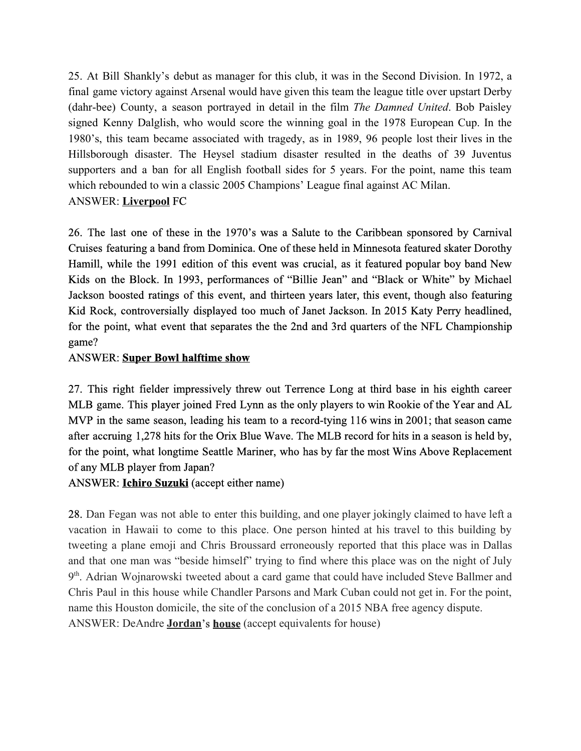25. At Bill Shankly's debut as manager for this club, it was in the Second Division. In 1972, a final game victory against Arsenal would have given this team the league title over upstart Derby (dahr-bee) County, a season portrayed in detail in the film *The Damned United*. Bob Paisley signed Kenny Dalglish, who would score the winning goal in the 1978 European Cup. In the 1980's, this team became associated with tragedy, as in 1989, 96 people lost their lives in the Hillsborough disaster. The Heysel stadium disaster resulted in the deaths of 39 Juventus supporters and a ban for all English football sides for 5 years. For the point, name this team which rebounded to win a classic 2005 Champions' League final against AC Milan.
ANSWER: **Liverpool** FC

26. The last one of these in the 1970's was a Salute to the Caribbean sponsored by Carnival Cruises featuring a band from Dominica. One of these held in Minnesota featured skater Dorothy Hamill, while the 1991 edition of this event was crucial, as it featured popular boy band New Kids on the Block. In 1993, performances of "Billie Jean" and "Black or White" by Michael Jackson boosted ratings of this event, and thirteen years later, this event, though also featuring Kid Rock, controversially displayed too much of Janet Jackson. In 2015 Katy Perry headlined, for the point, what event that separates the the 2nd and 3rd quarters of the NFL Championship game?
ANSWER: **Super Bowl halftime show**

27. This right fielder impressively threw out Terrence Long at third base in his eighth career MLB game. This player joined Fred Lynn as the only players to win Rookie of the Year and AL MVP in the same season, leading his team to a record-tying 116 wins in 2001; that season came after accruing 1,278 hits for the Orix Blue Wave. The MLB record for hits in a season is held by, for the point, what longtime Seattle Mariner, who has by far the most Wins Above Replacement of any MLB player from Japan?
ANSWER: **Ichiro Suzuki** (accept either name)

28. Dan Fegan was not able to enter this building, and one player jokingly claimed to have left a vacation in Hawaii to come to this place. One person hinted at his travel to this building by tweeting a plane emoji and Chris Broussard erroneously reported that this place was in Dallas and that one man was "beside himself" trying to find where this place was on the night of July 9th. Adrian Wojnarowski tweeted about a card game that could have included Steve Ballmer and Chris Paul in this house while Chandler Parsons and Mark Cuban could not get in. For the point, name this Houston domicile, the site of the conclusion of a 2015 NBA free agency dispute.
ANSWER: DeAndre **Jordan**'s **house** (accept equivalents for house)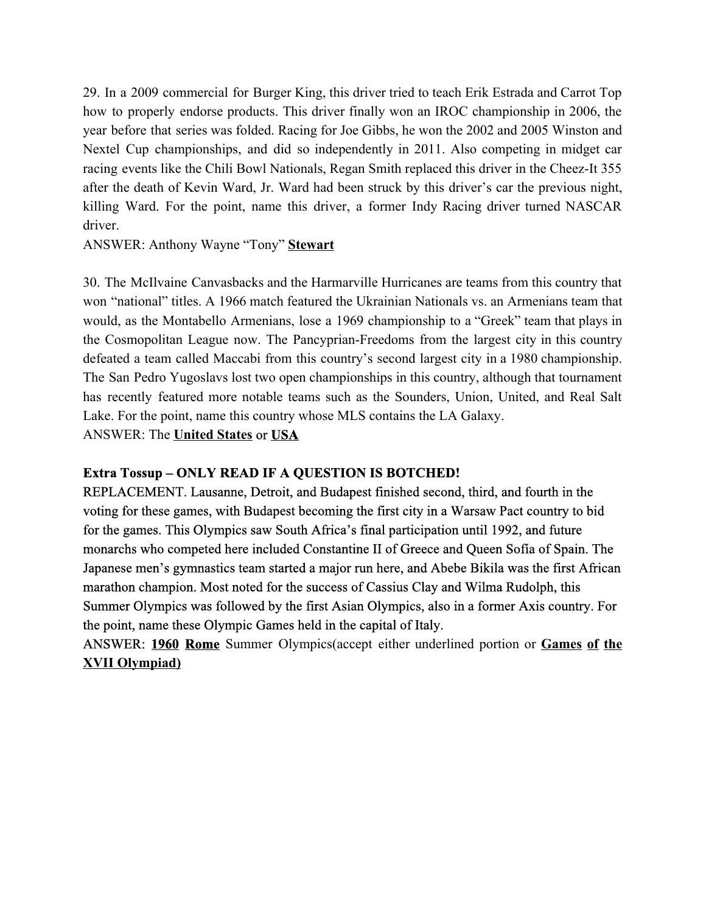29. In a 2009 commercial for Burger King, this driver tried to teach Erik Estrada and Carrot Top how to properly endorse products. This driver finally won an IROC championship in 2006, the year before that series was folded. Racing for Joe Gibbs, he won the 2002 and 2005 Winston and Nextel Cup championships, and did so independently in 2011. Also competing in midget car racing events like the Chili Bowl Nationals, Regan Smith replaced this driver in the Cheez-It 355 after the death of Kevin Ward, Jr. Ward had been struck by this driver's car the previous night, killing Ward. For the point, name this driver, a former Indy Racing driver turned NASCAR driver.
ANSWER: Anthony Wayne "Tony" **Stewart**

30. The McIlvaine Canvasbacks and the Harmarville Hurricanes are teams from this country that won "national" titles. A 1966 match featured the Ukrainian Nationals vs. an Armenians team that would, as the Montabello Armenians, lose a 1969 championship to a "Greek" team that plays in the Cosmopolitan League now. The Pancyprian-Freedoms from the largest city in this country defeated a team called Maccabi from this country's second largest city in a 1980 championship. The San Pedro Yugoslavs lost two open championships in this country, although that tournament has recently featured more notable teams such as the Sounders, Union, United, and Real Salt Lake. For the point, name this country whose MLS contains the LA Galaxy.
ANSWER: The **United States** or **USA**

**Extra Tossup – ONLY READ IF A QUESTION IS BOTCHED!**

REPLACEMENT. Lausanne, Detroit, and Budapest finished second, third, and fourth in the voting for these games, with Budapest becoming the first city in a Warsaw Pact country to bid for the games. This Olympics saw South Africa's final participation until 1992, and future monarchs who competed here included Constantine II of Greece and Queen Sofía of Spain. The Japanese men's gymnastics team started a major run here, and Abebe Bikila was the first African marathon champion. Most noted for the success of Cassius Clay and Wilma Rudolph, this Summer Olympics was followed by the first Asian Olympics, also in a former Axis country. For the point, name these Olympic Games held in the capital of Italy.
ANSWER: **1960** **Rome** Summer Olympics(accept either underlined portion or **Games of the XVII Olympiad)**